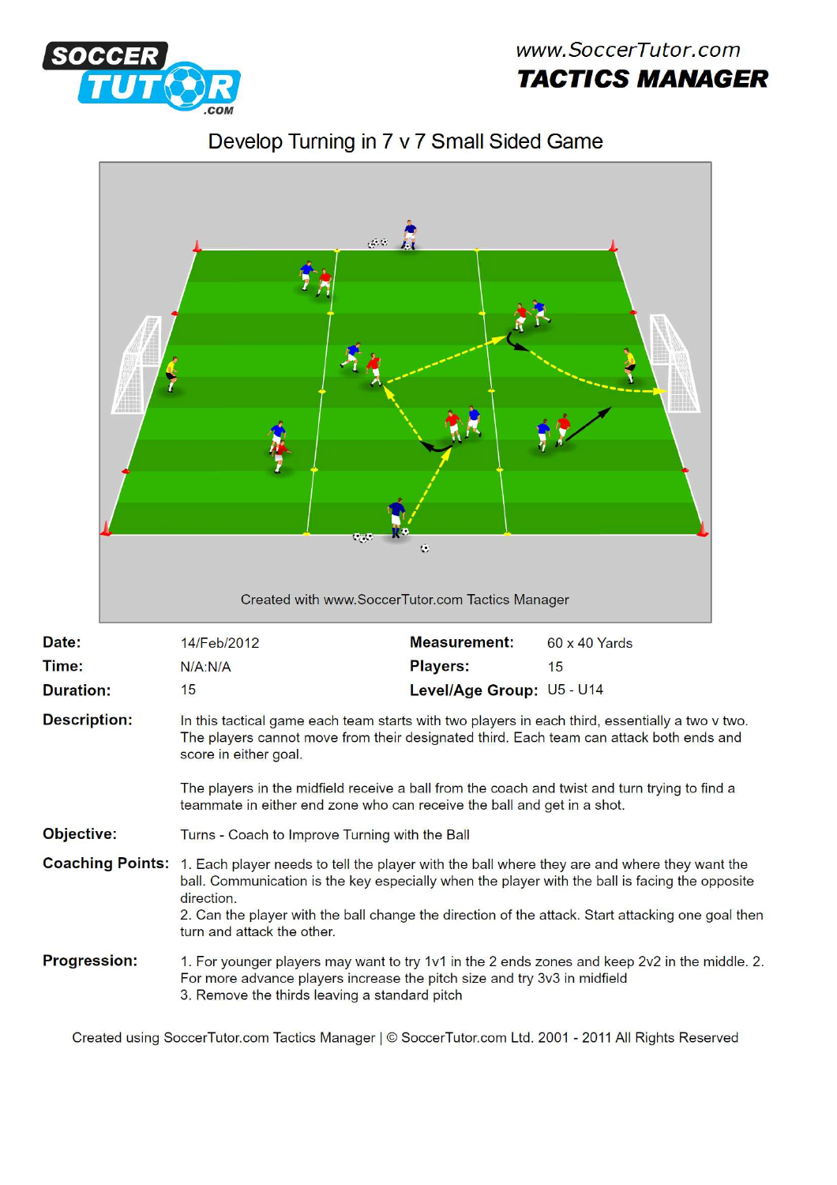www.SoccerTutor.com

**TACTICS MANAGER**

# Develop Turning in 7 v 7 Small Sided Game

Created with www.SoccerTutor.com Tactics Manager

| | | | |
|---|---|---|---|
| **Date:** | 14/Feb/2012 | **Measurement:** | 60 x 40 Yards |
| **Time:** | N/A:N/A | **Players:** | 15 |
| **Duration:** | 15 | **Level/Age Group:** | U5 - U14 |

**Description:** In this tactical game each team starts with two players in each third, essentially a two v two. The players cannot move from their designated third. Each team can attack both ends and score in either goal.

The players in the midfield receive a ball from the coach and twist and turn trying to find a teammate in either end zone who can receive the ball and get in a shot.

**Objective:** Turns - Coach to Improve Turning with the Ball

**Coaching Points:** 1. Each player needs to tell the player with the ball where they are and where they want the ball. Communication is the key especially when the player with the ball is facing the opposite direction.
2. Can the player with the ball change the direction of the attack. Start attacking one goal then turn and attack the other.

**Progression:** 1. For younger players may want to try 1v1 in the 2 ends zones and keep 2v2 in the middle. 2. For more advance players increase the pitch size and try 3v3 in midfield
3. Remove the thirds leaving a standard pitch

Created using SoccerTutor.com Tactics Manager | © SoccerTutor.com Ltd. 2001 - 2011 All Rights Reserved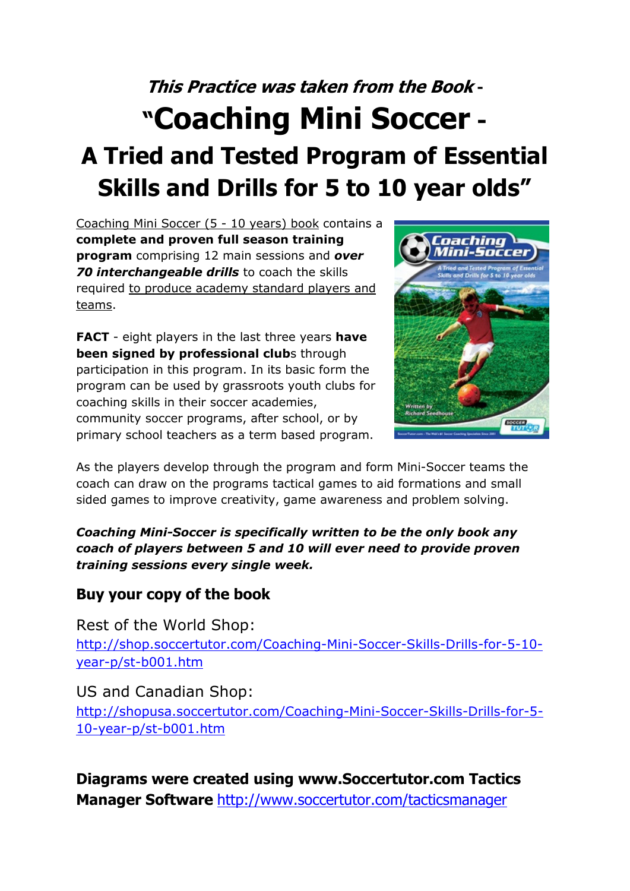*This Practice was taken from the Book* -

# "Coaching Mini Soccer - A Tried and Tested Program of Essential Skills and Drills for 5 to 10 year olds"

Coaching Mini Soccer (5 - 10 years) book contains a **complete and proven full season training program** comprising 12 main sessions and ***over 70 interchangeable drills*** to coach the skills required to produce academy standard players and teams.

**FACT** - eight players in the last three years **have been signed by professional club**s through participation in this program. In its basic form the program can be used by grassroots youth clubs for coaching skills in their soccer academies, community soccer programs, after school, or by primary school teachers as a term based program.

As the players develop through the program and form Mini-Soccer teams the coach can draw on the programs tactical games to aid formations and small sided games to improve creativity, game awareness and problem solving.

***Coaching Mini-Soccer is specifically written to be the only book any coach of players between 5 and 10 will ever need to provide proven training sessions every single week.***

## Buy your copy of the book

Rest of the World Shop:
http://shop.soccertutor.com/Coaching-Mini-Soccer-Skills-Drills-for-5-10-year-p/st-b001.htm

US and Canadian Shop:
http://shopusa.soccertutor.com/Coaching-Mini-Soccer-Skills-Drills-for-5-10-year-p/st-b001.htm

**Diagrams were created using www.Soccertutor.com Tactics Manager Software** http://www.soccertutor.com/tacticsmanager